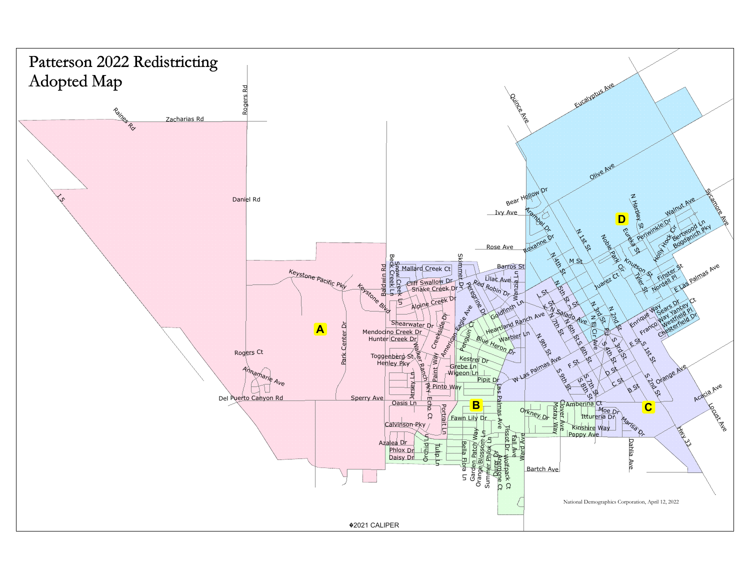# Patterson 2022 Redistricting Adopted Map

National Demographics Corporation, April 12, 2022

©2021 CALIPER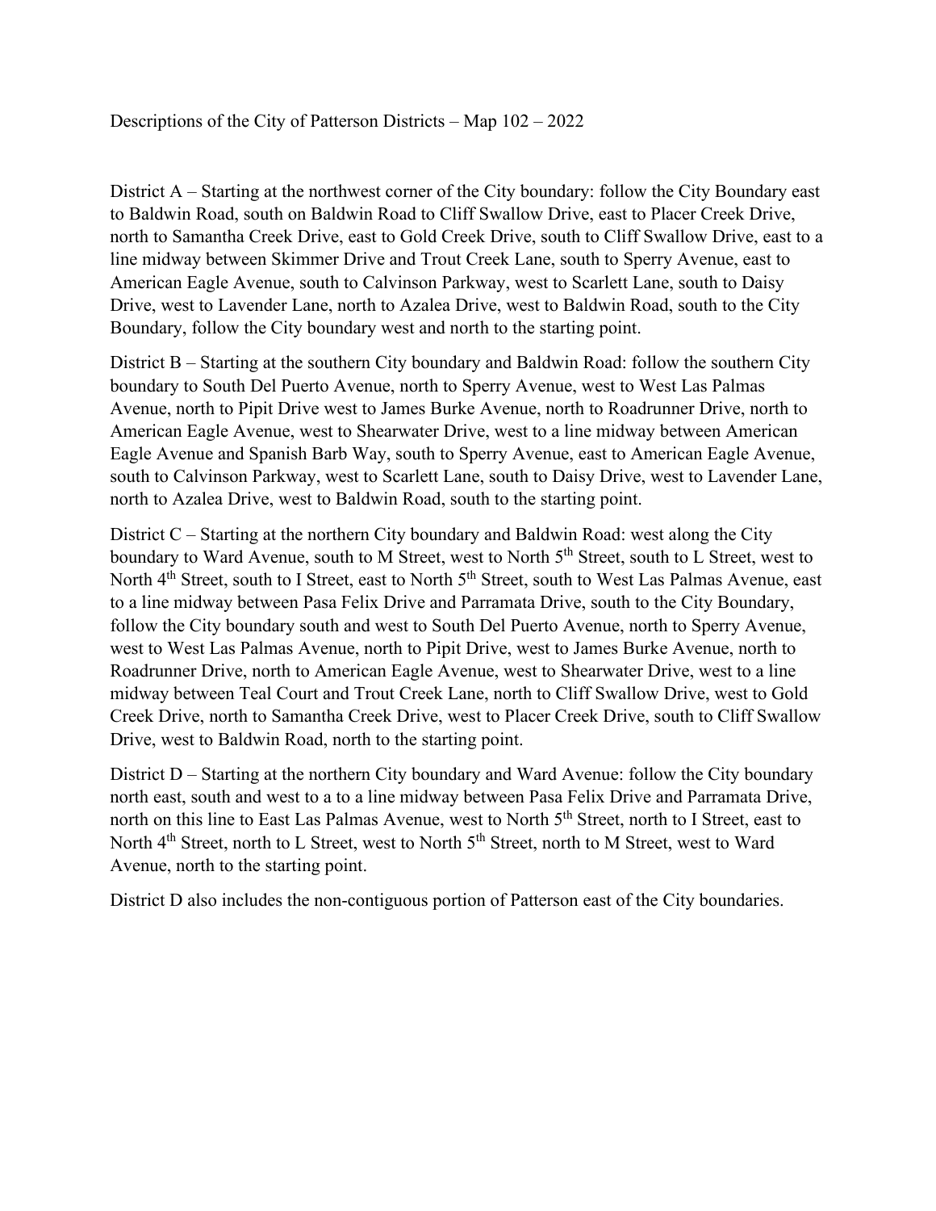Descriptions of the City of Patterson Districts – Map 102 – 2022

District A – Starting at the northwest corner of the City boundary: follow the City Boundary east to Baldwin Road, south on Baldwin Road to Cliff Swallow Drive, east to Placer Creek Drive, north to Samantha Creek Drive, east to Gold Creek Drive, south to Cliff Swallow Drive, east to a line midway between Skimmer Drive and Trout Creek Lane, south to Sperry Avenue, east to American Eagle Avenue, south to Calvinson Parkway, west to Scarlett Lane, south to Daisy Drive, west to Lavender Lane, north to Azalea Drive, west to Baldwin Road, south to the City Boundary, follow the City boundary west and north to the starting point.

District B – Starting at the southern City boundary and Baldwin Road: follow the southern City boundary to South Del Puerto Avenue, north to Sperry Avenue, west to West Las Palmas Avenue, north to Pipit Drive west to James Burke Avenue, north to Roadrunner Drive, north to American Eagle Avenue, west to Shearwater Drive, west to a line midway between American Eagle Avenue and Spanish Barb Way, south to Sperry Avenue, east to American Eagle Avenue, south to Calvinson Parkway, west to Scarlett Lane, south to Daisy Drive, west to Lavender Lane, north to Azalea Drive, west to Baldwin Road, south to the starting point.

District C – Starting at the northern City boundary and Baldwin Road: west along the City boundary to Ward Avenue, south to M Street, west to North 5th Street, south to L Street, west to North 4th Street, south to I Street, east to North 5th Street, south to West Las Palmas Avenue, east to a line midway between Pasa Felix Drive and Parramata Drive, south to the City Boundary, follow the City boundary south and west to South Del Puerto Avenue, north to Sperry Avenue, west to West Las Palmas Avenue, north to Pipit Drive, west to James Burke Avenue, north to Roadrunner Drive, north to American Eagle Avenue, west to Shearwater Drive, west to a line midway between Teal Court and Trout Creek Lane, north to Cliff Swallow Drive, west to Gold Creek Drive, north to Samantha Creek Drive, west to Placer Creek Drive, south to Cliff Swallow Drive, west to Baldwin Road, north to the starting point.

District D – Starting at the northern City boundary and Ward Avenue: follow the City boundary north east, south and west to a to a line midway between Pasa Felix Drive and Parramata Drive, north on this line to East Las Palmas Avenue, west to North 5th Street, north to I Street, east to North 4th Street, north to L Street, west to North 5th Street, north to M Street, west to Ward Avenue, north to the starting point.

District D also includes the non-contiguous portion of Patterson east of the City boundaries.